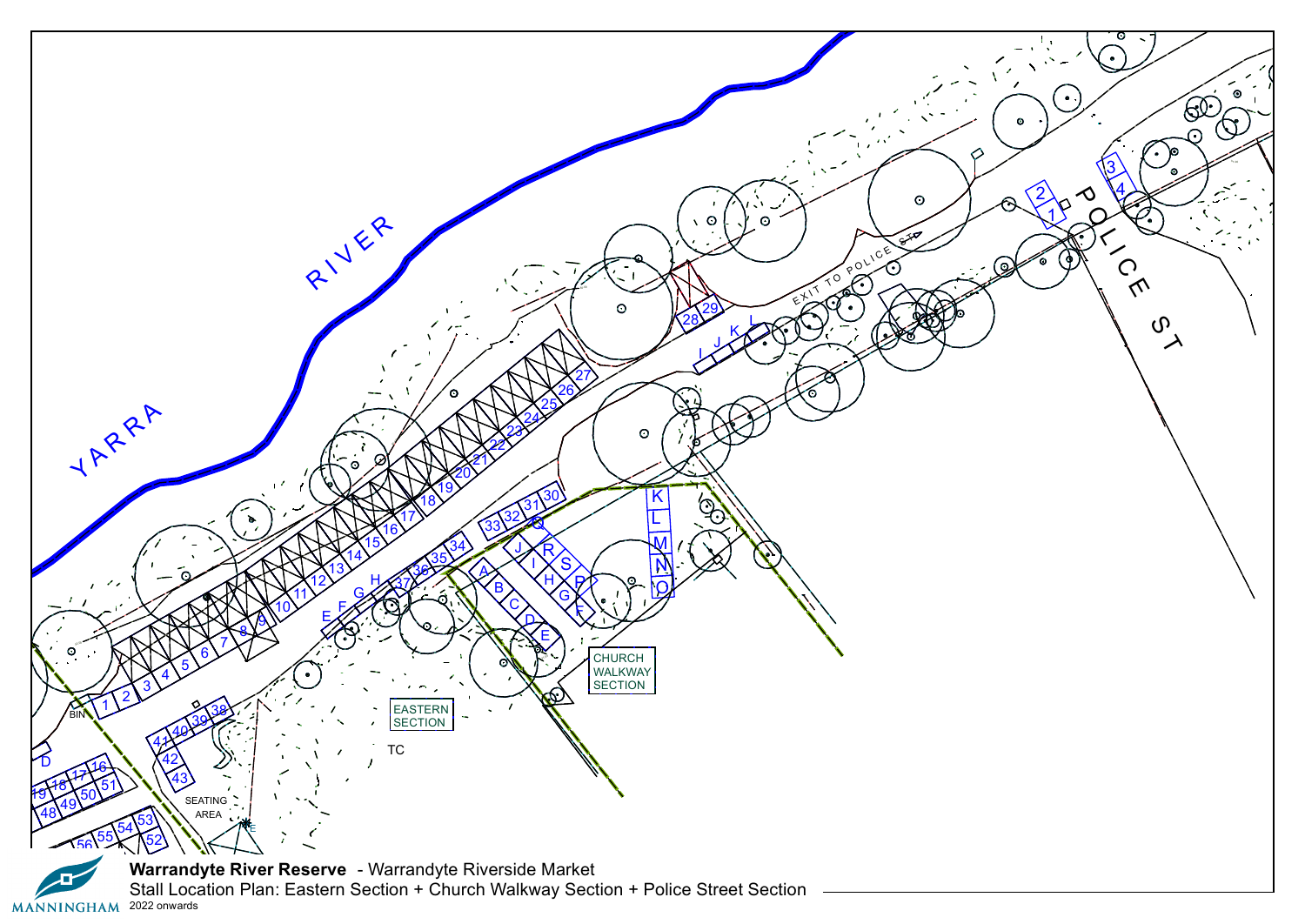YARRA RIVER

EXIT TO POLICE ST

POLICE ST

EASTERN SECTION

CHURCH WALKWAY SECTION

SEATING AREA

BIN

TC

1 2 3 4 5 6 7 8 9 10 11 12 13 14 15 16 17 18 19 20 21 22 23 24 25 26 27 28 29 30 31 32 33 34 35 36 37 38 39 40 41 42 43

16 17 18 19 48 49 50 51 52 53 54 55 56

A B C D E F G H I J K L M N O P Q R S

**Warrandyte River Reserve** - Warrandyte Riverside Market

Stall Location Plan: Eastern Section + Church Walkway Section + Police Street Section

MANNINGHAM 2022 onwards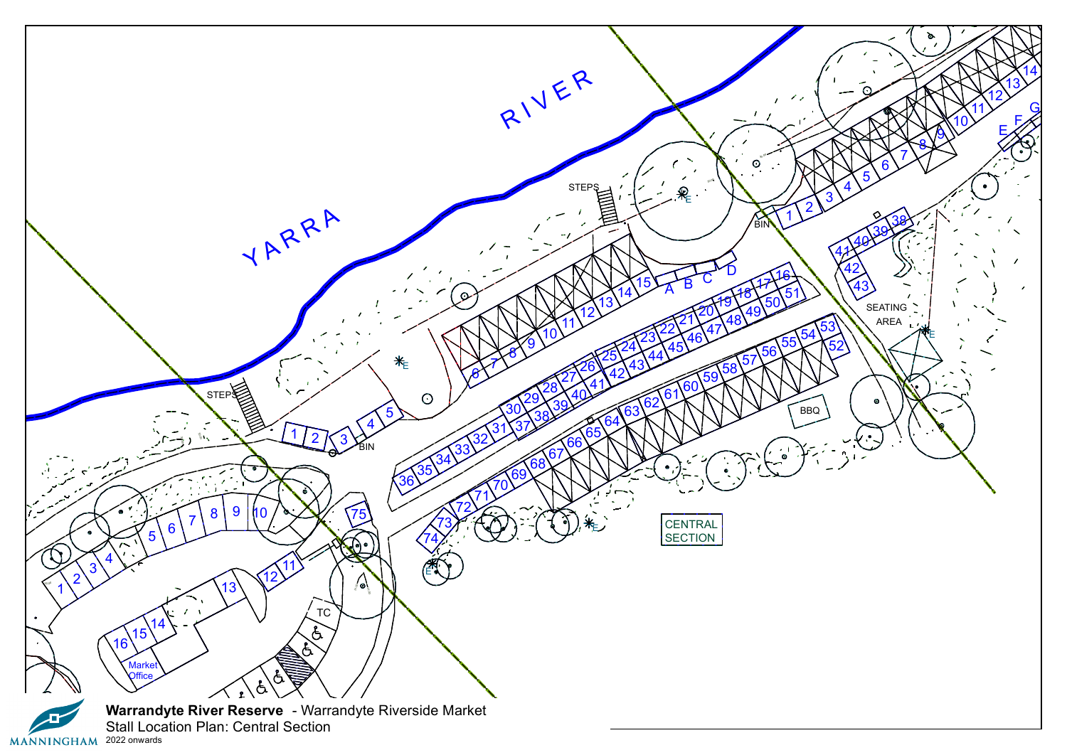YARRA RIVER

STEPS

STEPS

BIN

BIN

SEATING AREA

BBQ

TC

CENTRAL SECTION

Market Office

**Warrandyte River Reserve** - Warrandyte Riverside Market
Stall Location Plan: Central Section
2022 onwards

MANNINGHAM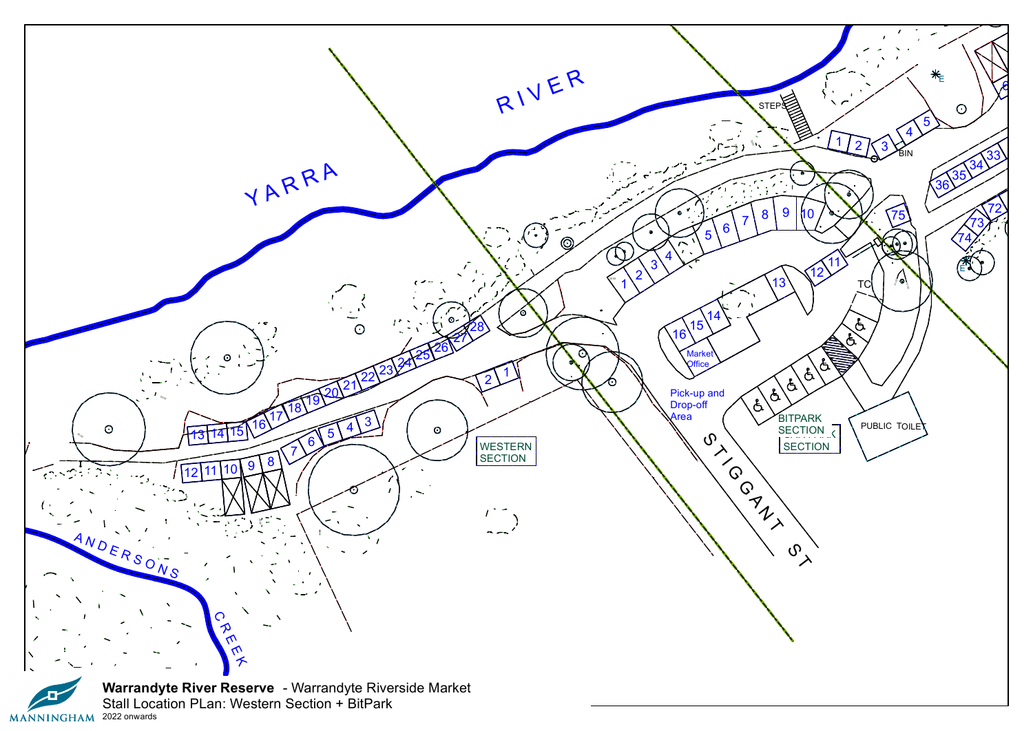YARRA RIVER

ANDERSONS CREEK

STIGGANT ST

STEPS

BIN

TC

WESTERN SECTION

BITPARK SECTION

Pick-up and Drop-off Area

Market Office

PUBLIC TOILET

**Warrandyte River Reserve** - Warrandyte Riverside Market
Stall Location PLan: Western Section + BitPark
2022 onwards

MANNINGHAM